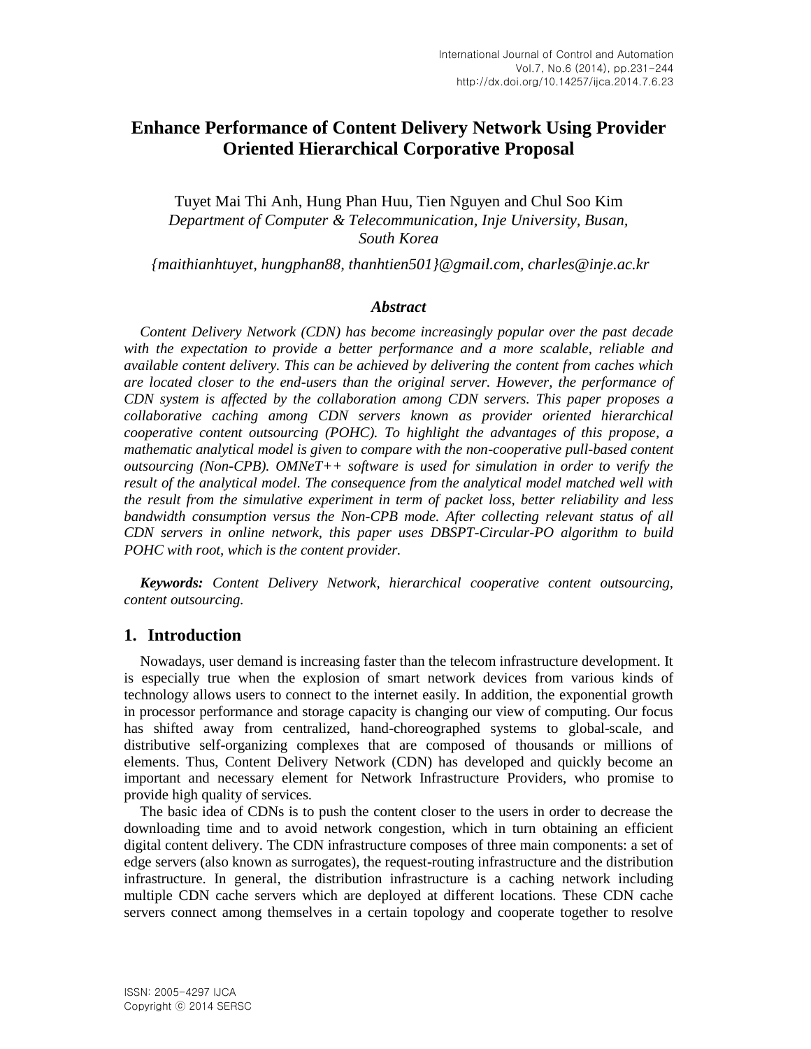# Enhance Performance of Content Delivery Network Using Provider Oriented Hierarchical Corporative Proposal

Tuyet Mai Thi Anh, Hung Phan Huu, Tien Nguyen and Chul Soo Kim
*Department of Computer & Telecommunication, Inje University, Busan, South Korea*

*{maithianhtuyet, hungphan88, thanhtien501}@gmail.com, charles@inje.ac.kr*

### *Abstract*

*Content Delivery Network (CDN) has become increasingly popular over the past decade with the expectation to provide a better performance and a more scalable, reliable and available content delivery. This can be achieved by delivering the content from caches which are located closer to the end-users than the original server. However, the performance of CDN system is affected by the collaboration among CDN servers. This paper proposes a collaborative caching among CDN servers known as provider oriented hierarchical cooperative content outsourcing (POHC). To highlight the advantages of this propose, a mathematic analytical model is given to compare with the non-cooperative pull-based content outsourcing (Non-CPB). OMNeT++ software is used for simulation in order to verify the result of the analytical model. The consequence from the analytical model matched well with the result from the simulative experiment in term of packet loss, better reliability and less bandwidth consumption versus the Non-CPB mode. After collecting relevant status of all CDN servers in online network, this paper uses DBSPT-Circular-PO algorithm to build POHC with root, which is the content provider.*

***Keywords:*** *Content Delivery Network, hierarchical cooperative content outsourcing, content outsourcing.*

## 1. Introduction

Nowadays, user demand is increasing faster than the telecom infrastructure development. It is especially true when the explosion of smart network devices from various kinds of technology allows users to connect to the internet easily. In addition, the exponential growth in processor performance and storage capacity is changing our view of computing. Our focus has shifted away from centralized, hand-choreographed systems to global-scale, and distributive self-organizing complexes that are composed of thousands or millions of elements. Thus, Content Delivery Network (CDN) has developed and quickly become an important and necessary element for Network Infrastructure Providers, who promise to provide high quality of services.

The basic idea of CDNs is to push the content closer to the users in order to decrease the downloading time and to avoid network congestion, which in turn obtaining an efficient digital content delivery. The CDN infrastructure composes of three main components: a set of edge servers (also known as surrogates), the request-routing infrastructure and the distribution infrastructure. In general, the distribution infrastructure is a caching network including multiple CDN cache servers which are deployed at different locations. These CDN cache servers connect among themselves in a certain topology and cooperate together to resolve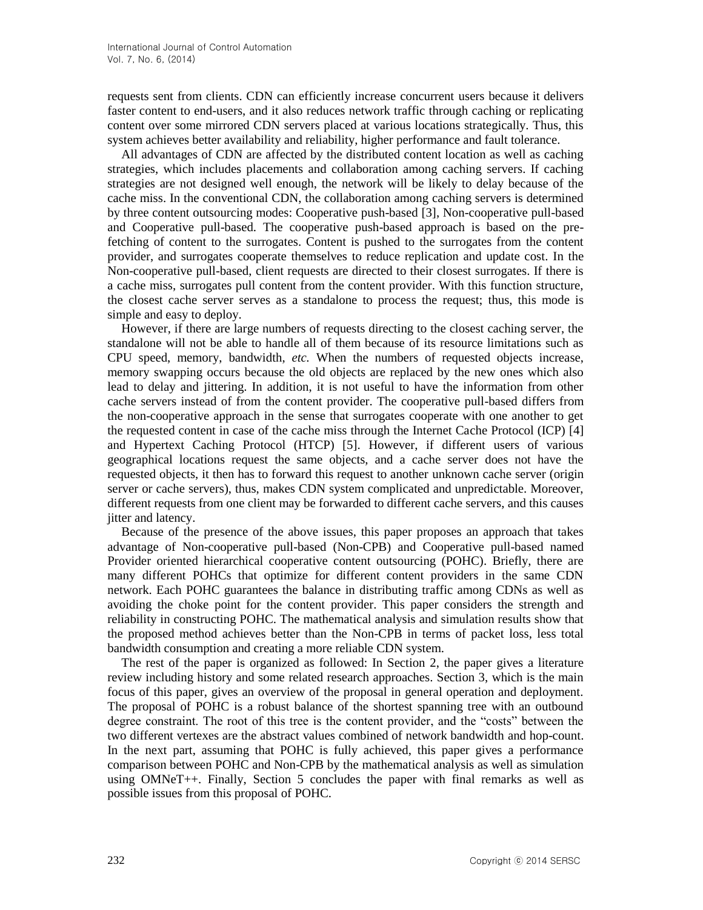requests sent from clients. CDN can efficiently increase concurrent users because it delivers faster content to end-users, and it also reduces network traffic through caching or replicating content over some mirrored CDN servers placed at various locations strategically. Thus, this system achieves better availability and reliability, higher performance and fault tolerance.

All advantages of CDN are affected by the distributed content location as well as caching strategies, which includes placements and collaboration among caching servers. If caching strategies are not designed well enough, the network will be likely to delay because of the cache miss. In the conventional CDN, the collaboration among caching servers is determined by three content outsourcing modes: Cooperative push-based [3], Non-cooperative pull-based and Cooperative pull-based. The cooperative push-based approach is based on the pre-fetching of content to the surrogates. Content is pushed to the surrogates from the content provider, and surrogates cooperate themselves to reduce replication and update cost. In the Non-cooperative pull-based, client requests are directed to their closest surrogates. If there is a cache miss, surrogates pull content from the content provider. With this function structure, the closest cache server serves as a standalone to process the request; thus, this mode is simple and easy to deploy.

However, if there are large numbers of requests directing to the closest caching server, the standalone will not be able to handle all of them because of its resource limitations such as CPU speed, memory, bandwidth, *etc.* When the numbers of requested objects increase, memory swapping occurs because the old objects are replaced by the new ones which also lead to delay and jittering. In addition, it is not useful to have the information from other cache servers instead of from the content provider. The cooperative pull-based differs from the non-cooperative approach in the sense that surrogates cooperate with one another to get the requested content in case of the cache miss through the Internet Cache Protocol (ICP) [4] and Hypertext Caching Protocol (HTCP) [5]. However, if different users of various geographical locations request the same objects, and a cache server does not have the requested objects, it then has to forward this request to another unknown cache server (origin server or cache servers), thus, makes CDN system complicated and unpredictable. Moreover, different requests from one client may be forwarded to different cache servers, and this causes jitter and latency.

Because of the presence of the above issues, this paper proposes an approach that takes advantage of Non-cooperative pull-based (Non-CPB) and Cooperative pull-based named Provider oriented hierarchical cooperative content outsourcing (POHC). Briefly, there are many different POHCs that optimize for different content providers in the same CDN network. Each POHC guarantees the balance in distributing traffic among CDNs as well as avoiding the choke point for the content provider. This paper considers the strength and reliability in constructing POHC. The mathematical analysis and simulation results show that the proposed method achieves better than the Non-CPB in terms of packet loss, less total bandwidth consumption and creating a more reliable CDN system.

The rest of the paper is organized as followed: In Section 2, the paper gives a literature review including history and some related research approaches. Section 3, which is the main focus of this paper, gives an overview of the proposal in general operation and deployment. The proposal of POHC is a robust balance of the shortest spanning tree with an outbound degree constraint. The root of this tree is the content provider, and the "costs" between the two different vertexes are the abstract values combined of network bandwidth and hop-count. In the next part, assuming that POHC is fully achieved, this paper gives a performance comparison between POHC and Non-CPB by the mathematical analysis as well as simulation using OMNeT++. Finally, Section 5 concludes the paper with final remarks as well as possible issues from this proposal of POHC.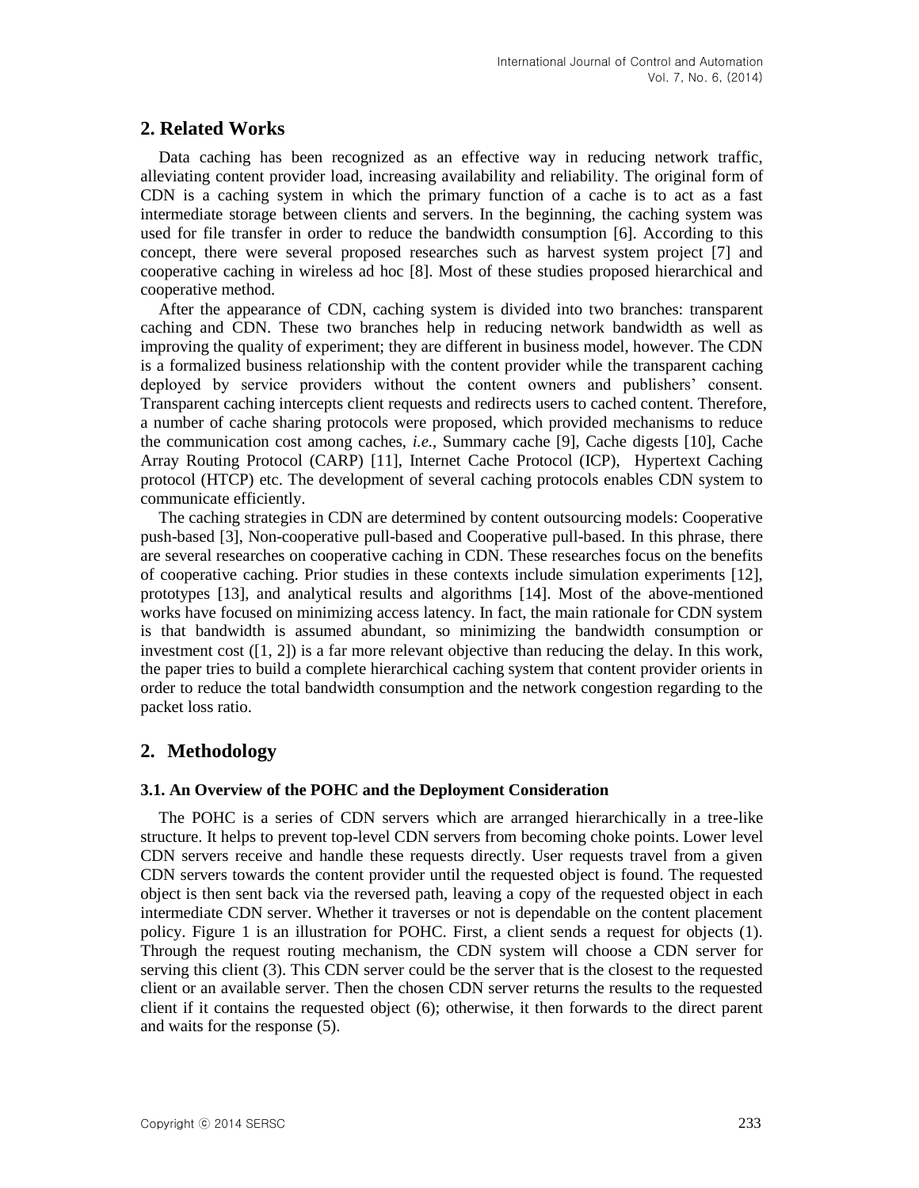## 2. Related Works

Data caching has been recognized as an effective way in reducing network traffic, alleviating content provider load, increasing availability and reliability. The original form of CDN is a caching system in which the primary function of a cache is to act as a fast intermediate storage between clients and servers. In the beginning, the caching system was used for file transfer in order to reduce the bandwidth consumption [6]. According to this concept, there were several proposed researches such as harvest system project [7] and cooperative caching in wireless ad hoc [8]. Most of these studies proposed hierarchical and cooperative method.

After the appearance of CDN, caching system is divided into two branches: transparent caching and CDN. These two branches help in reducing network bandwidth as well as improving the quality of experiment; they are different in business model, however. The CDN is a formalized business relationship with the content provider while the transparent caching deployed by service providers without the content owners and publishers' consent. Transparent caching intercepts client requests and redirects users to cached content. Therefore, a number of cache sharing protocols were proposed, which provided mechanisms to reduce the communication cost among caches, *i.e.*, Summary cache [9], Cache digests [10], Cache Array Routing Protocol (CARP) [11], Internet Cache Protocol (ICP), Hypertext Caching protocol (HTCP) etc. The development of several caching protocols enables CDN system to communicate efficiently.

The caching strategies in CDN are determined by content outsourcing models: Cooperative push-based [3], Non-cooperative pull-based and Cooperative pull-based. In this phrase, there are several researches on cooperative caching in CDN. These researches focus on the benefits of cooperative caching. Prior studies in these contexts include simulation experiments [12], prototypes [13], and analytical results and algorithms [14]. Most of the above-mentioned works have focused on minimizing access latency. In fact, the main rationale for CDN system is that bandwidth is assumed abundant, so minimizing the bandwidth consumption or investment cost ([1, 2]) is a far more relevant objective than reducing the delay. In this work, the paper tries to build a complete hierarchical caching system that content provider orients in order to reduce the total bandwidth consumption and the network congestion regarding to the packet loss ratio.

## 2. Methodology

### 3.1. An Overview of the POHC and the Deployment Consideration

The POHC is a series of CDN servers which are arranged hierarchically in a tree-like structure. It helps to prevent top-level CDN servers from becoming choke points. Lower level CDN servers receive and handle these requests directly. User requests travel from a given CDN servers towards the content provider until the requested object is found. The requested object is then sent back via the reversed path, leaving a copy of the requested object in each intermediate CDN server. Whether it traverses or not is dependable on the content placement policy. Figure 1 is an illustration for POHC. First, a client sends a request for objects (1). Through the request routing mechanism, the CDN system will choose a CDN server for serving this client (3). This CDN server could be the server that is the closest to the requested client or an available server. Then the chosen CDN server returns the results to the requested client if it contains the requested object (6); otherwise, it then forwards to the direct parent and waits for the response (5).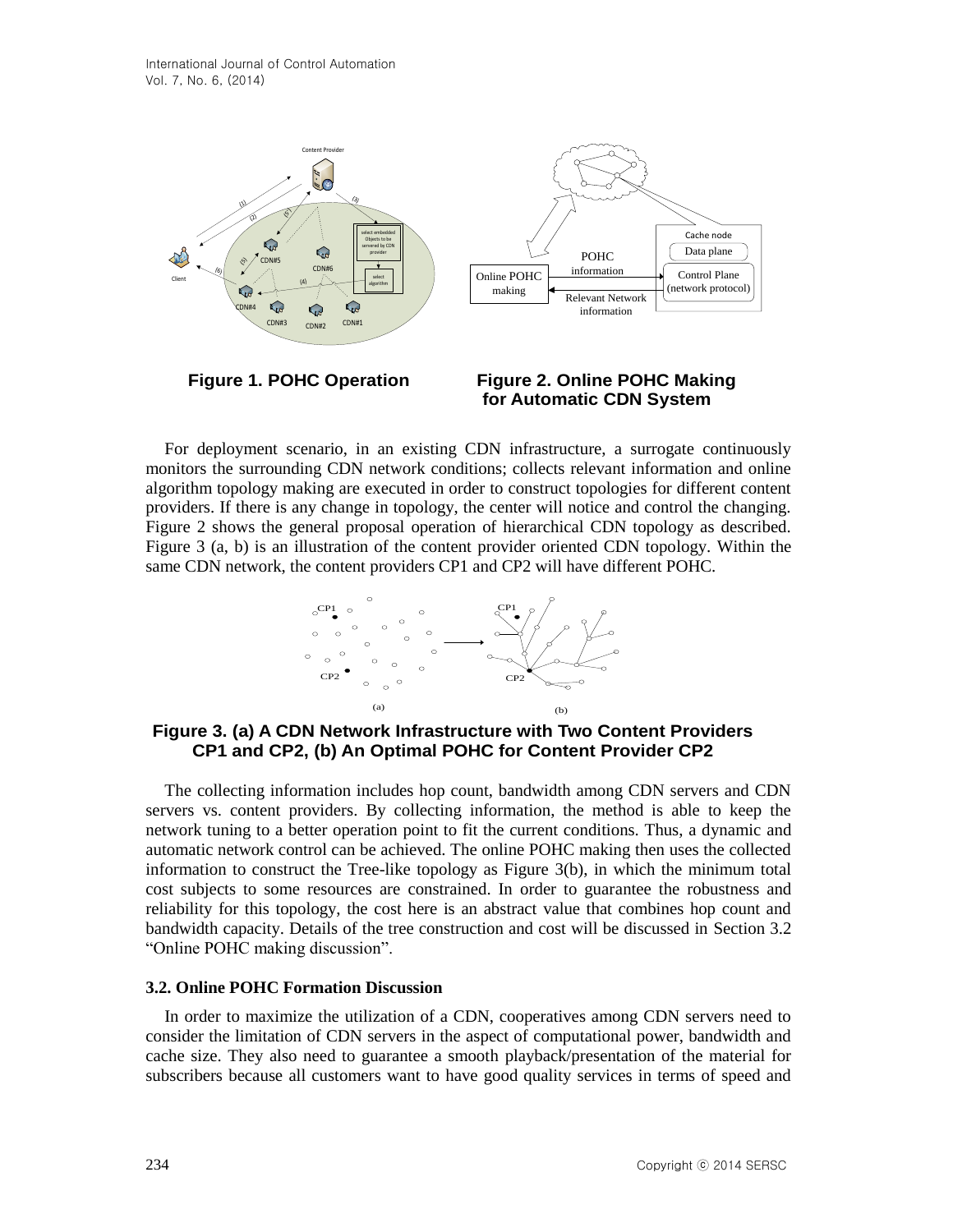**Figure 1. POHC Operation**

**Figure 2. Online POHC Making for Automatic CDN System**

For deployment scenario, in an existing CDN infrastructure, a surrogate continuously monitors the surrounding CDN network conditions; collects relevant information and online algorithm topology making are executed in order to construct topologies for different content providers. If there is any change in topology, the center will notice and control the changing. Figure 2 shows the general proposal operation of hierarchical CDN topology as described. Figure 3 (a, b) is an illustration of the content provider oriented CDN topology. Within the same CDN network, the content providers CP1 and CP2 will have different POHC.

**Figure 3. (a) A CDN Network Infrastructure with Two Content Providers CP1 and CP2, (b) An Optimal POHC for Content Provider CP2**

The collecting information includes hop count, bandwidth among CDN servers and CDN servers vs. content providers. By collecting information, the method is able to keep the network tuning to a better operation point to fit the current conditions. Thus, a dynamic and automatic network control can be achieved. The online POHC making then uses the collected information to construct the Tree-like topology as Figure 3(b), in which the minimum total cost subjects to some resources are constrained. In order to guarantee the robustness and reliability for this topology, the cost here is an abstract value that combines hop count and bandwidth capacity. Details of the tree construction and cost will be discussed in Section 3.2 "Online POHC making discussion".

### 3.2. Online POHC Formation Discussion

In order to maximize the utilization of a CDN, cooperatives among CDN servers need to consider the limitation of CDN servers in the aspect of computational power, bandwidth and cache size. They also need to guarantee a smooth playback/presentation of the material for subscribers because all customers want to have good quality services in terms of speed and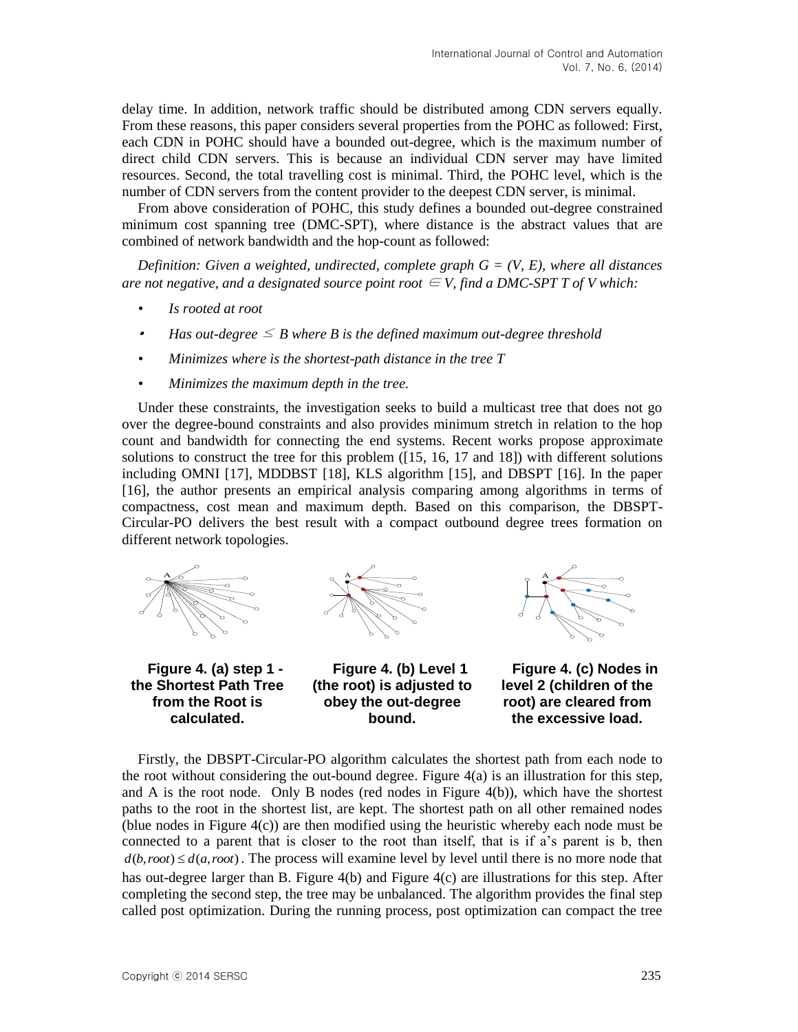delay time. In addition, network traffic should be distributed among CDN servers equally. From these reasons, this paper considers several properties from the POHC as followed: First, each CDN in POHC should have a bounded out-degree, which is the maximum number of direct child CDN servers. This is because an individual CDN server may have limited resources. Second, the total travelling cost is minimal. Third, the POHC level, which is the number of CDN servers from the content provider to the deepest CDN server, is minimal.

From above consideration of POHC, this study defines a bounded out-degree constrained minimum cost spanning tree (DMC-SPT), where distance is the abstract values that are combined of network bandwidth and the hop-count as followed:

*Definition: Given a weighted, undirected, complete graph G = (V, E), where all distances are not negative, and a designated source point root $\in V$, find a DMC-SPT T of V which:*

- *Is rooted at root*
- *Has out-degree $\leq$ B where B is the defined maximum out-degree threshold*
- *Minimizes where is the shortest-path distance in the tree T*
- *Minimizes the maximum depth in the tree.*

Under these constraints, the investigation seeks to build a multicast tree that does not go over the degree-bound constraints and also provides minimum stretch in relation to the hop count and bandwidth for connecting the end systems. Recent works propose approximate solutions to construct the tree for this problem ([15, 16, 17 and 18]) with different solutions including OMNI [17], MDDBST [18], KLS algorithm [15], and DBSPT [16]. In the paper [16], the author presents an empirical analysis comparing among algorithms in terms of compactness, cost mean and maximum depth. Based on this comparison, the DBSPT-Circular-PO delivers the best result with a compact outbound degree trees formation on different network topologies.

**Figure 4. (a) step 1 - the Shortest Path Tree from the Root is calculated.**

**Figure 4. (b) Level 1 (the root) is adjusted to obey the out-degree bound.**

**Figure 4. (c) Nodes in level 2 (children of the root) are cleared from the excessive load.**

Firstly, the DBSPT-Circular-PO algorithm calculates the shortest path from each node to the root without considering the out-bound degree. Figure 4(a) is an illustration for this step, and A is the root node. Only B nodes (red nodes in Figure 4(b)), which have the shortest paths to the root in the shortest list, are kept. The shortest path on all other remained nodes (blue nodes in Figure 4(c)) are then modified using the heuristic whereby each node must be connected to a parent that is closer to the root than itself, that is if a's parent is b, then $d(b, root) \leq d(a, root)$. The process will examine level by level until there is no more node that has out-degree larger than B. Figure 4(b) and Figure 4(c) are illustrations for this step. After completing the second step, the tree may be unbalanced. The algorithm provides the final step called post optimization. During the running process, post optimization can compact the tree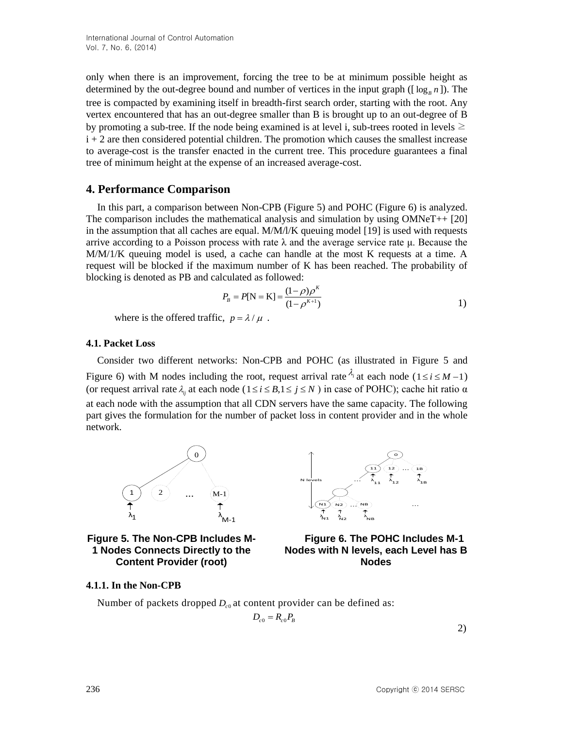only when there is an improvement, forcing the tree to be at minimum possible height as determined by the out-degree bound and number of vertices in the input graph ($\lceil \log_B n \rceil$). The tree is compacted by examining itself in breadth-first search order, starting with the root. Any vertex encountered that has an out-degree smaller than B is brought up to an out-degree of B by promoting a sub-tree. If the node being examined is at level i, sub-trees rooted in levels ≥ i + 2 are then considered potential children. The promotion which causes the smallest increase to average-cost is the transfer enacted in the current tree. This procedure guarantees a final tree of minimum height at the expense of an increased average-cost.

## 4. Performance Comparison

In this part, a comparison between Non-CPB (Figure 5) and POHC (Figure 6) is analyzed. The comparison includes the mathematical analysis and simulation by using OMNeT++ [20] in the assumption that all caches are equal. M/M/l/K queuing model [19] is used with requests arrive according to a Poisson process with rate λ and the average service rate μ. Because the M/M/1/K queuing model is used, a cache can handle at the most K requests at a time. A request will be blocked if the maximum number of K has been reached. The probability of blocking is denoted as PB and calculated as followed:

$$P_B = P[\mathrm{N} = \mathrm{K}] = \frac{(1-\rho)\rho^K}{(1-\rho^{K+1})} \tag{1}$$

where is the offered traffic, $p = \lambda / \mu$ .

### 4.1. Packet Loss

Consider two different networks: Non-CPB and POHC (as illustrated in Figure 5 and Figure 6) with M nodes including the root, request arrival rate $\lambda_i$ at each node ($1 \le i \le M-1$) (or request arrival rate $\lambda_{ij}$ at each node ($1 \le i \le B, 1 \le j \le N$ ) in case of POHC); cache hit ratio α at each node with the assumption that all CDN servers have the same capacity. The following part gives the formulation for the number of packet loss in content provider and in the whole network.

**Figure 5. The Non-CPB Includes M-1 Nodes Connects Directly to the Content Provider (root)**

**Figure 6. The POHC Includes M-1 Nodes with N levels, each Level has B Nodes**

#### 4.1.1. In the Non-CPB

Number of packets dropped $D_{c0}$ at content provider can be defined as:

$$D_{c0} = R_{c0} P_B \tag{2}$$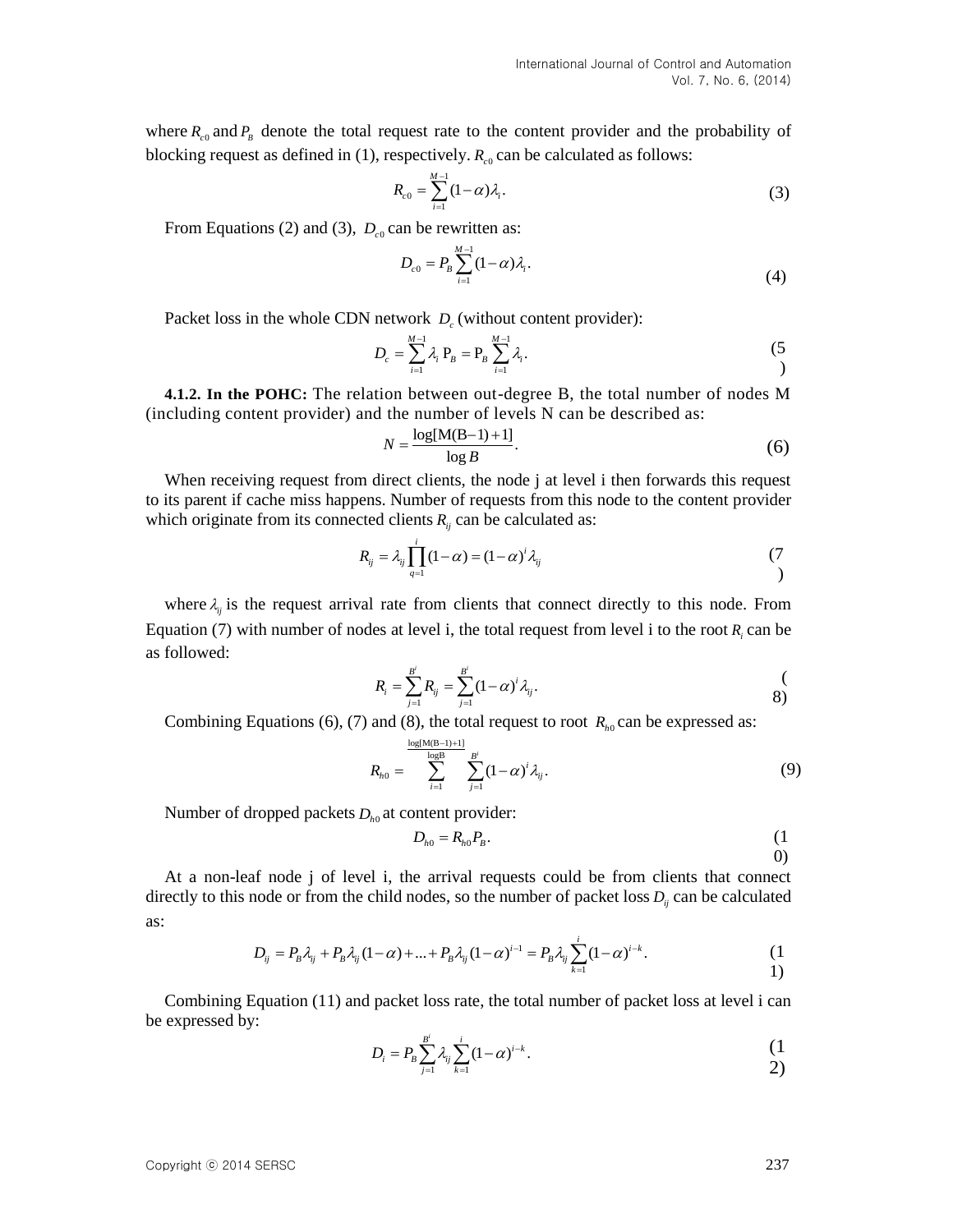where $R_{c0}$ and $P_B$ denote the total request rate to the content provider and the probability of blocking request as defined in (1), respectively. $R_{c0}$ can be calculated as follows:

$$R_{c0} = \sum_{i=1}^{M-1} (1-\alpha)\lambda_i. \tag{3}$$

From Equations (2) and (3), $D_{c0}$ can be rewritten as:

$$D_{c0} = P_B \sum_{i=1}^{M-1} (1-\alpha)\lambda_i. \tag{4}$$

Packet loss in the whole CDN network $D_c$ (without content provider):

$$D_c = \sum_{i=1}^{M-1} \lambda_i \, \mathrm{P}_B = \mathrm{P}_B \sum_{i=1}^{M-1} \lambda_i. \tag{5}$$

**4.1.2. In the POHC:** The relation between out-degree B, the total number of nodes M (including content provider) and the number of levels N can be described as:

$$N = \frac{\log[\mathrm{M(B-1)+1}]}{\log B}. \tag{6}$$

When receiving request from direct clients, the node j at level i then forwards this request to its parent if cache miss happens. Number of requests from this node to the content provider which originate from its connected clients $R_{ij}$ can be calculated as:

$$R_{ij} = \lambda_{ij} \prod_{q=1}^{i} (1-\alpha) = (1-\alpha)^i \lambda_{ij} \tag{7}$$

where $\lambda_{ij}$ is the request arrival rate from clients that connect directly to this node. From Equation (7) with number of nodes at level i, the total request from level i to the root $R_i$ can be as followed:

$$R_i = \sum_{j=1}^{B^i} R_{ij} = \sum_{j=1}^{B^i} (1-\alpha)^i \lambda_{ij}. \tag{8}$$

Combining Equations (6), (7) and (8), the total request to root $R_{h0}$ can be expressed as:

$$R_{h0} = \sum_{i=1}^{\frac{\log[\mathrm{M(B-1)+1}]}{\log \mathrm{B}}} \sum_{j=1}^{B^i} (1-\alpha)^i \lambda_{ij}. \tag{9}$$

Number of dropped packets $D_{h0}$ at content provider:

$$D_{h0} = R_{h0} P_B. \tag{10}$$

At a non-leaf node j of level i, the arrival requests could be from clients that connect directly to this node or from the child nodes, so the number of packet loss $D_{ij}$ can be calculated as:

$$D_{ij} = P_B \lambda_{ij} + P_B \lambda_{ij}(1-\alpha) + \ldots + P_B \lambda_{ij}(1-\alpha)^{i-1} = P_B \lambda_{ij} \sum_{k=1}^{i} (1-\alpha)^{i-k}. \tag{11}$$

Combining Equation (11) and packet loss rate, the total number of packet loss at level i can be expressed by:

$$D_i = P_B \sum_{j=1}^{B^i} \lambda_{ij} \sum_{k=1}^{i} (1-\alpha)^{i-k}. \tag{12}$$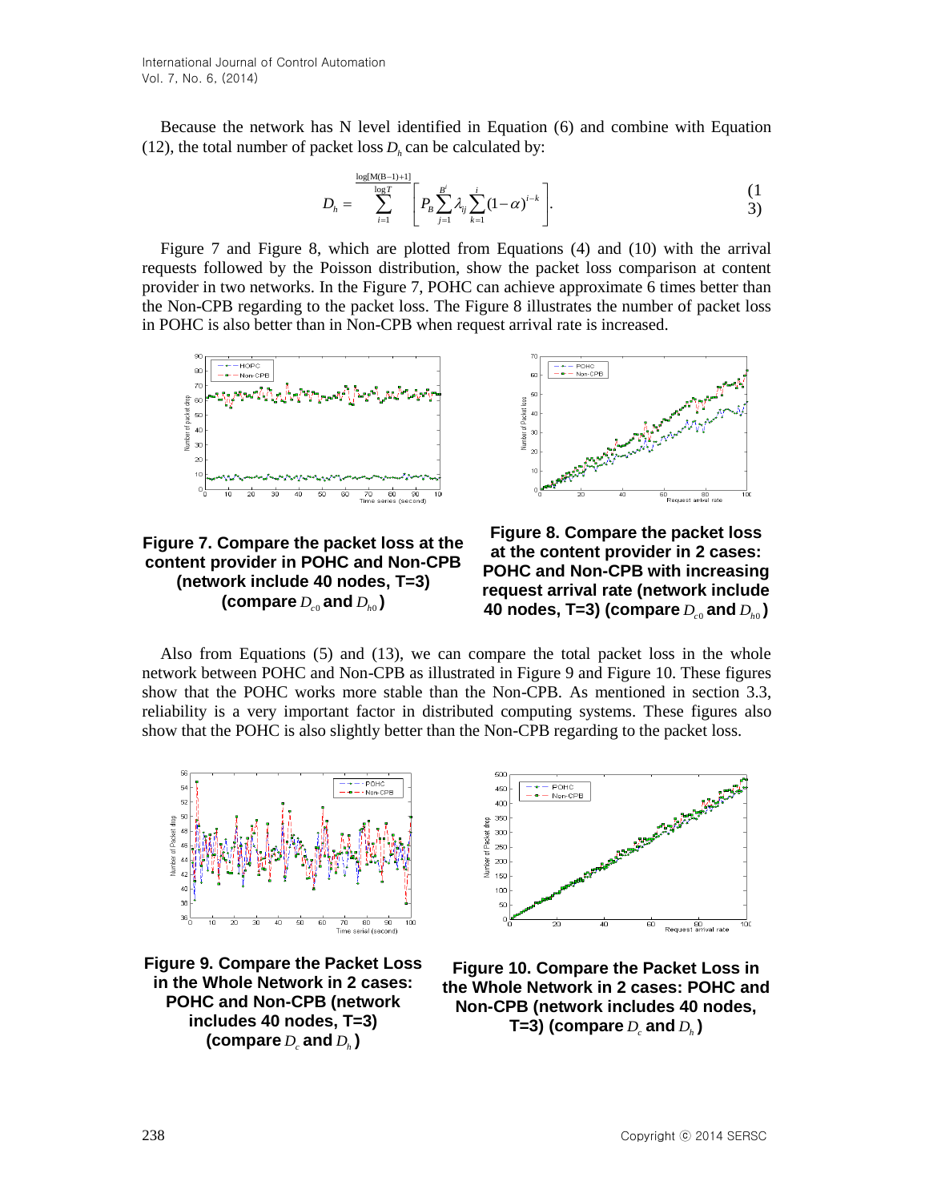Because the network has N level identified in Equation (6) and combine with Equation (12), the total number of packet loss $D_h$ can be calculated by:

$$D_h = \sum_{i=1}^{\frac{\log[M(B-1)+1]}{\log T}} \left[ P_B \sum_{j=1}^{B^i} \lambda_{ij} \sum_{k=1}^{i} (1-\alpha)^{i-k} \right]. \tag{13}$$

Figure 7 and Figure 8, which are plotted from Equations (4) and (10) with the arrival requests followed by the Poisson distribution, show the packet loss comparison at content provider in two networks. In the Figure 7, POHC can achieve approximate 6 times better than the Non-CPB regarding to the packet loss. The Figure 8 illustrates the number of packet loss in POHC is also better than in Non-CPB when request arrival rate is increased.

**Figure 7. Compare the packet loss at the content provider in POHC and Non-CPB (network include 40 nodes, T=3) (compare $D_{c0}$ and $D_{h0}$)**

**Figure 8. Compare the packet loss at the content provider in 2 cases: POHC and Non-CPB with increasing request arrival rate (network include 40 nodes, T=3) (compare $D_{c0}$ and $D_{h0}$)**

Also from Equations (5) and (13), we can compare the total packet loss in the whole network between POHC and Non-CPB as illustrated in Figure 9 and Figure 10. These figures show that the POHC works more stable than the Non-CPB. As mentioned in section 3.3, reliability is a very important factor in distributed computing systems. These figures also show that the POHC is also slightly better than the Non-CPB regarding to the packet loss.

**Figure 9. Compare the Packet Loss in the Whole Network in 2 cases: POHC and Non-CPB (network includes 40 nodes, T=3) (compare $D_c$ and $D_h$)**

**Figure 10. Compare the Packet Loss in the Whole Network in 2 cases: POHC and Non-CPB (network includes 40 nodes, T=3) (compare $D_c$ and $D_h$)**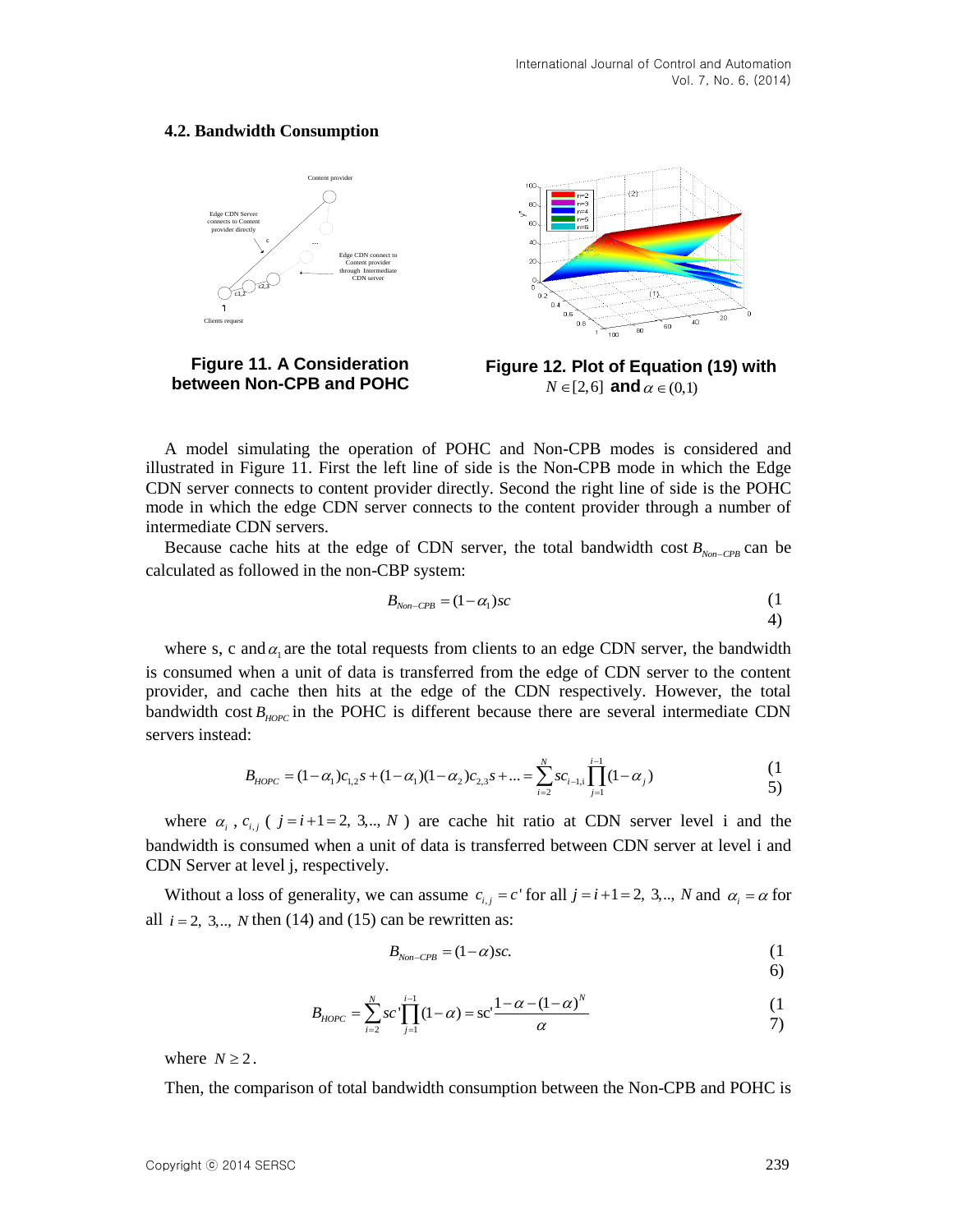### 4.2. Bandwidth Consumption

**Figure 11. A Consideration between Non-CPB and POHC**

**Figure 12. Plot of Equation (19) with** $N \in [2,6]$ **and** $\alpha \in (0,1)$

A model simulating the operation of POHC and Non-CPB modes is considered and illustrated in Figure 11. First the left line of side is the Non-CPB mode in which the Edge CDN server connects to content provider directly. Second the right line of side is the POHC mode in which the edge CDN server connects to the content provider through a number of intermediate CDN servers.

Because cache hits at the edge of CDN server, the total bandwidth cost $B_{Non-CPB}$ can be calculated as followed in the non-CBP system:

$$B_{Non-CPB} = (1-\alpha_1)sc \tag{14}$$

where s, c and $\alpha_1$ are the total requests from clients to an edge CDN server, the bandwidth is consumed when a unit of data is transferred from the edge of CDN server to the content provider, and cache then hits at the edge of the CDN respectively. However, the total bandwidth cost $B_{HOPC}$ in the POHC is different because there are several intermediate CDN servers instead:

$$B_{HOPC} = (1-\alpha_1)c_{1,2}s + (1-\alpha_1)(1-\alpha_2)c_{2,3}s + ... = \sum_{i=2}^{N} sc_{i-1,i}\prod_{j=1}^{i-1}(1-\alpha_j) \tag{15}$$

where $\alpha_i$, $c_{i,j}$ ( $j = i+1 = 2, 3,.., N$ ) are cache hit ratio at CDN server level i and the bandwidth is consumed when a unit of data is transferred between CDN server at level i and CDN Server at level j, respectively.

Without a loss of generality, we can assume $c_{i,j} = c'$ for all $j = i+1 = 2, 3,.., N$ and $\alpha_i = \alpha$ for all $i = 2, 3,.., N$ then (14) and (15) can be rewritten as:

$$B_{Non-CPB} = (1-\alpha)sc. \tag{16}$$

$$B_{HOPC} = \sum_{i=2}^{N} sc'\prod_{j=1}^{i-1}(1-\alpha) = \text{sc}'\frac{1-\alpha-(1-\alpha)^N}{\alpha} \tag{17}$$

where $N \geq 2$.

Then, the comparison of total bandwidth consumption between the Non-CPB and POHC is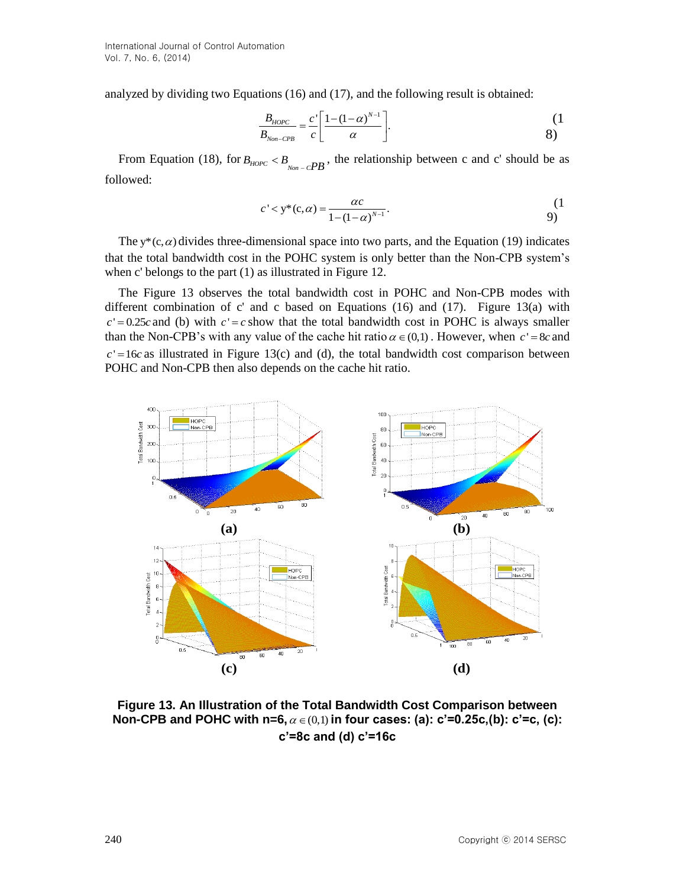analyzed by dividing two Equations (16) and (17), and the following result is obtained:

$$\frac{B_{HOPC}}{B_{Non-CPB}} = \frac{c'}{c}\left[\frac{1-(1-\alpha)^{N-1}}{\alpha}\right]. \tag{18}$$

From Equation (18), for $B_{HOPC} < B_{Non-cPB}$, the relationship between c and c' should be as followed:

$$c' < y^*(c,\alpha) = \frac{\alpha c}{1-(1-\alpha)^{N-1}}. \tag{19}$$

The $y^*(c,\alpha)$ divides three-dimensional space into two parts, and the Equation (19) indicates that the total bandwidth cost in the POHC system is only better than the Non-CPB system's when c' belongs to the part (1) as illustrated in Figure 12.

The Figure 13 observes the total bandwidth cost in POHC and Non-CPB modes with different combination of c' and c based on Equations (16) and (17). Figure 13(a) with $c' = 0.25c$ and (b) with $c' = c$ show that the total bandwidth cost in POHC is always smaller than the Non-CPB's with any value of the cache hit ratio $\alpha \in (0,1)$. However, when $c' = 8c$ and $c' = 16c$ as illustrated in Figure 13(c) and (d), the total bandwidth cost comparison between POHC and Non-CPB then also depends on the cache hit ratio.

**Figure 13. An Illustration of the Total Bandwidth Cost Comparison between Non-CPB and POHC with n=6, $\alpha \in (0,1)$ in four cases: (a): c'=0.25c,(b): c'=c, (c): c'=8c and (d) c'=16c**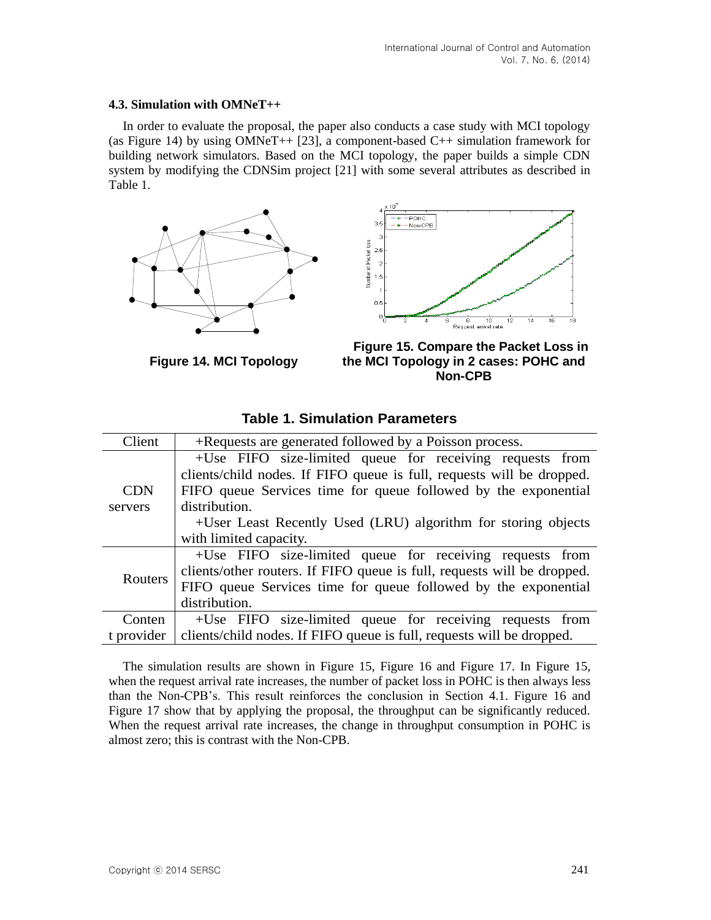### 4.3. Simulation with OMNeT++

In order to evaluate the proposal, the paper also conducts a case study with MCI topology (as Figure 14) by using OMNeT++ [23], a component-based C++ simulation framework for building network simulators. Based on the MCI topology, the paper builds a simple CDN system by modifying the CDNSim project [21] with some several attributes as described in Table 1.

**Figure 14. MCI Topology**

**Figure 15. Compare the Packet Loss in the MCI Topology in 2 cases: POHC and Non-CPB**

**Table 1. Simulation Parameters**

| | |
|---|---|
| Client | +Requests are generated followed by a Poisson process. |
| CDN servers | +Use FIFO size-limited queue for receiving requests from clients/child nodes. If FIFO queue is full, requests will be dropped. FIFO queue Services time for queue followed by the exponential distribution.<br>+User Least Recently Used (LRU) algorithm for storing objects with limited capacity. |
| Routers | +Use FIFO size-limited queue for receiving requests from clients/other routers. If FIFO queue is full, requests will be dropped. FIFO queue Services time for queue followed by the exponential distribution. |
| Content provider | +Use FIFO size-limited queue for receiving requests from clients/child nodes. If FIFO queue is full, requests will be dropped. |

The simulation results are shown in Figure 15, Figure 16 and Figure 17. In Figure 15, when the request arrival rate increases, the number of packet loss in POHC is then always less than the Non-CPB's. This result reinforces the conclusion in Section 4.1. Figure 16 and Figure 17 show that by applying the proposal, the throughput can be significantly reduced. When the request arrival rate increases, the change in throughput consumption in POHC is almost zero; this is contrast with the Non-CPB.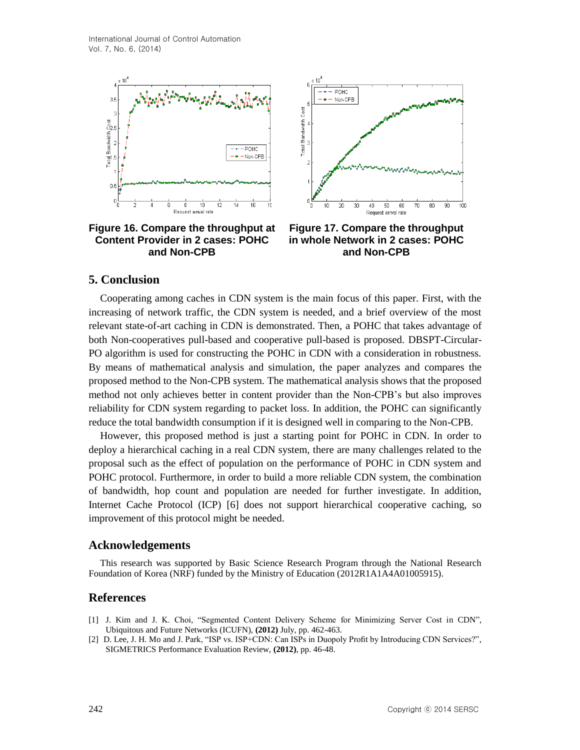**Figure 16. Compare the throughput at Content Provider in 2 cases: POHC and Non-CPB**

**Figure 17. Compare the throughput in whole Network in 2 cases: POHC and Non-CPB**

## 5. Conclusion

Cooperating among caches in CDN system is the main focus of this paper. First, with the increasing of network traffic, the CDN system is needed, and a brief overview of the most relevant state-of-art caching in CDN is demonstrated. Then, a POHC that takes advantage of both Non-cooperatives pull-based and cooperative pull-based is proposed. DBSPT-Circular-PO algorithm is used for constructing the POHC in CDN with a consideration in robustness. By means of mathematical analysis and simulation, the paper analyzes and compares the proposed method to the Non-CPB system. The mathematical analysis shows that the proposed method not only achieves better in content provider than the Non-CPB's but also improves reliability for CDN system regarding to packet loss. In addition, the POHC can significantly reduce the total bandwidth consumption if it is designed well in comparing to the Non-CPB.

However, this proposed method is just a starting point for POHC in CDN. In order to deploy a hierarchical caching in a real CDN system, there are many challenges related to the proposal such as the effect of population on the performance of POHC in CDN system and POHC protocol. Furthermore, in order to build a more reliable CDN system, the combination of bandwidth, hop count and population are needed for further investigate. In addition, Internet Cache Protocol (ICP) [6] does not support hierarchical cooperative caching, so improvement of this protocol might be needed.

## Acknowledgements

This research was supported by Basic Science Research Program through the National Research Foundation of Korea (NRF) funded by the Ministry of Education (2012R1A1A4A01005915).

## References

[1] J. Kim and J. K. Choi, "Segmented Content Delivery Scheme for Minimizing Server Cost in CDN", Ubiquitous and Future Networks (ICUFN), **(2012)** July, pp. 462-463.

[2] D. Lee, J. H. Mo and J. Park, "ISP vs. ISP+CDN: Can ISPs in Duopoly Profit by Introducing CDN Services?", SIGMETRICS Performance Evaluation Review, **(2012)**, pp. 46-48.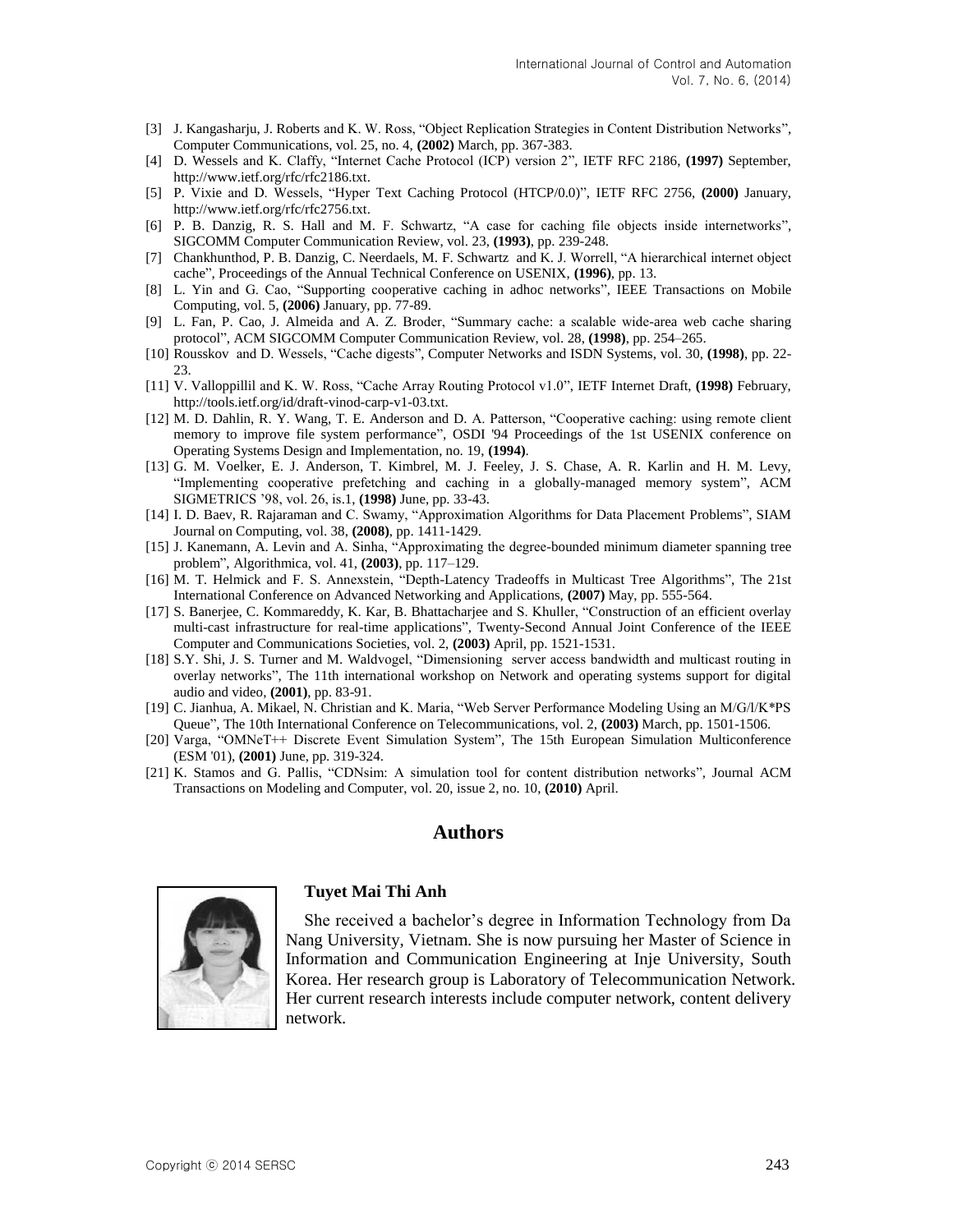[3] J. Kangasharju, J. Roberts and K. W. Ross, "Object Replication Strategies in Content Distribution Networks", Computer Communications, vol. 25, no. 4, **(2002)** March, pp. 367-383.

[4] D. Wessels and K. Claffy, "Internet Cache Protocol (ICP) version 2", IETF RFC 2186, **(1997)** September, http://www.ietf.org/rfc/rfc2186.txt.

[5] P. Vixie and D. Wessels, "Hyper Text Caching Protocol (HTCP/0.0)", IETF RFC 2756, **(2000)** January, http://www.ietf.org/rfc/rfc2756.txt.

[6] P. B. Danzig, R. S. Hall and M. F. Schwartz, "A case for caching file objects inside internetworks", SIGCOMM Computer Communication Review, vol. 23, **(1993)**, pp. 239-248.

[7] Chankhunthod, P. B. Danzig, C. Neerdaels, M. F. Schwartz and K. J. Worrell, "A hierarchical internet object cache", Proceedings of the Annual Technical Conference on USENIX, **(1996)**, pp. 13.

[8] L. Yin and G. Cao, "Supporting cooperative caching in adhoc networks", IEEE Transactions on Mobile Computing, vol. 5, **(2006)** January, pp. 77-89.

[9] L. Fan, P. Cao, J. Almeida and A. Z. Broder, "Summary cache: a scalable wide-area web cache sharing protocol", ACM SIGCOMM Computer Communication Review, vol. 28, **(1998)**, pp. 254–265.

[10] Rousskov and D. Wessels, "Cache digests", Computer Networks and ISDN Systems, vol. 30, **(1998)**, pp. 22-23.

[11] V. Valloppillil and K. W. Ross, "Cache Array Routing Protocol v1.0", IETF Internet Draft, **(1998)** February, http://tools.ietf.org/id/draft-vinod-carp-v1-03.txt.

[12] M. D. Dahlin, R. Y. Wang, T. E. Anderson and D. A. Patterson, "Cooperative caching: using remote client memory to improve file system performance", OSDI '94 Proceedings of the 1st USENIX conference on Operating Systems Design and Implementation, no. 19, **(1994)**.

[13] G. M. Voelker, E. J. Anderson, T. Kimbrel, M. J. Feeley, J. S. Chase, A. R. Karlin and H. M. Levy, "Implementing cooperative prefetching and caching in a globally-managed memory system", ACM SIGMETRICS '98, vol. 26, is.1, **(1998)** June, pp. 33-43.

[14] I. D. Baev, R. Rajaraman and C. Swamy, "Approximation Algorithms for Data Placement Problems", SIAM Journal on Computing, vol. 38, **(2008)**, pp. 1411-1429.

[15] J. Kanemann, A. Levin and A. Sinha, "Approximating the degree-bounded minimum diameter spanning tree problem", Algorithmica, vol. 41, **(2003)**, pp. 117–129.

[16] M. T. Helmick and F. S. Annexstein, "Depth-Latency Tradeoffs in Multicast Tree Algorithms", The 21st International Conference on Advanced Networking and Applications, **(2007)** May, pp. 555-564.

[17] S. Banerjee, C. Kommareddy, K. Kar, B. Bhattacharjee and S. Khuller, "Construction of an efficient overlay multi-cast infrastructure for real-time applications", Twenty-Second Annual Joint Conference of the IEEE Computer and Communications Societies, vol. 2, **(2003)** April, pp. 1521-1531.

[18] S.Y. Shi, J. S. Turner and M. Waldvogel, "Dimensioning server access bandwidth and multicast routing in overlay networks", The 11th international workshop on Network and operating systems support for digital audio and video, **(2001)**, pp. 83-91.

[19] C. Jianhua, A. Mikael, N. Christian and K. Maria, "Web Server Performance Modeling Using an M/G/l/K*PS Queue", The 10th International Conference on Telecommunications, vol. 2, **(2003)** March, pp. 1501-1506.

[20] Varga, "OMNeT++ Discrete Event Simulation System", The 15th European Simulation Multiconference (ESM '01), **(2001)** June, pp. 319-324.

[21] K. Stamos and G. Pallis, "CDNsim: A simulation tool for content distribution networks", Journal ACM Transactions on Modeling and Computer, vol. 20, issue 2, no. 10, **(2010)** April.

## Authors

**Tuyet Mai Thi Anh**

She received a bachelor's degree in Information Technology from Da Nang University, Vietnam. She is now pursuing her Master of Science in Information and Communication Engineering at Inje University, South Korea. Her research group is Laboratory of Telecommunication Network. Her current research interests include computer network, content delivery network.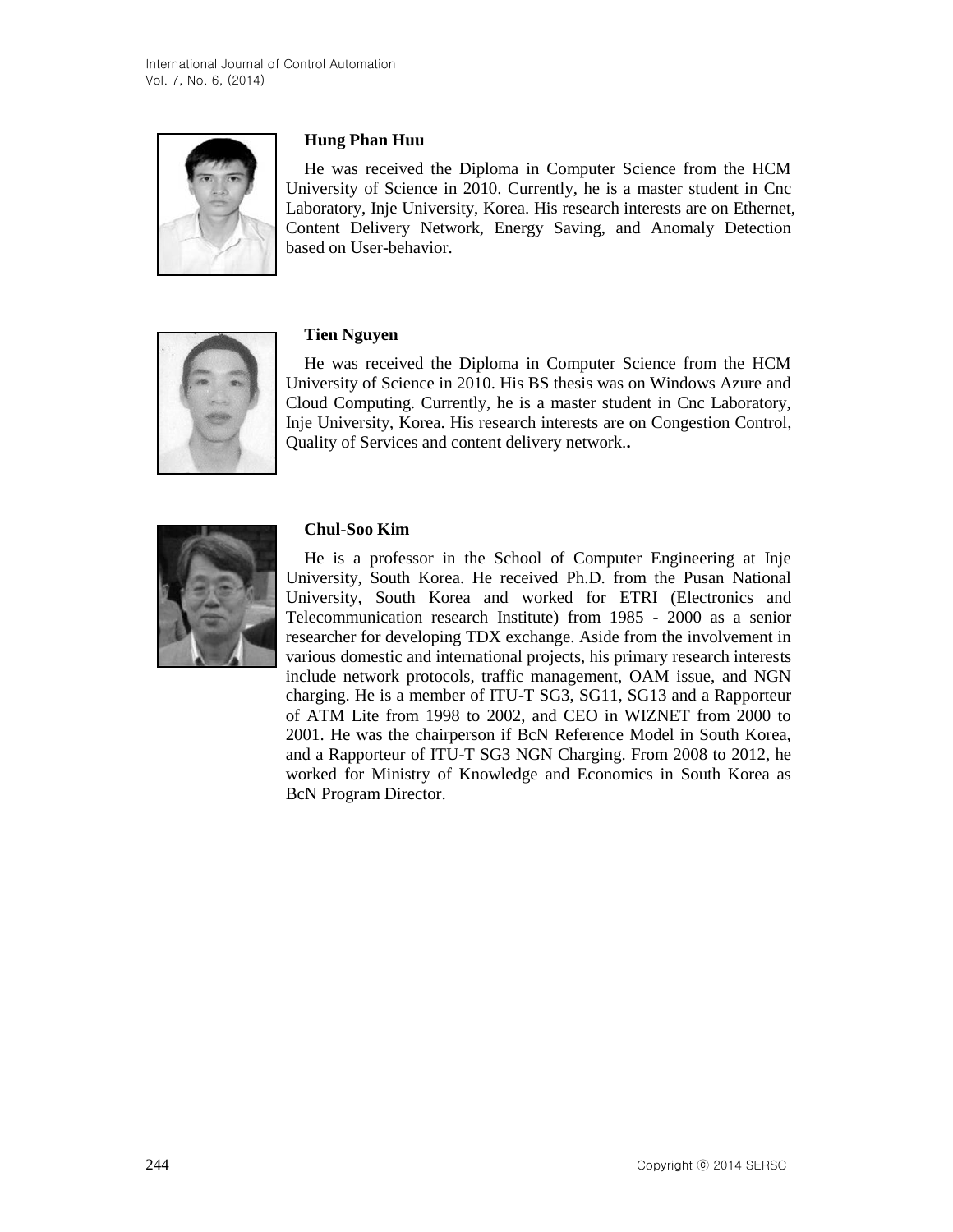**Hung Phan Huu**

He was received the Diploma in Computer Science from the HCM University of Science in 2010. Currently, he is a master student in Cnc Laboratory, Inje University, Korea. His research interests are on Ethernet, Content Delivery Network, Energy Saving, and Anomaly Detection based on User-behavior.

**Tien Nguyen**

He was received the Diploma in Computer Science from the HCM University of Science in 2010. His BS thesis was on Windows Azure and Cloud Computing. Currently, he is a master student in Cnc Laboratory, Inje University, Korea. His research interests are on Congestion Control, Quality of Services and content delivery network**..**

**Chul-Soo Kim**

He is a professor in the School of Computer Engineering at Inje University, South Korea. He received Ph.D. from the Pusan National University, South Korea and worked for ETRI (Electronics and Telecommunication research Institute) from 1985 - 2000 as a senior researcher for developing TDX exchange. Aside from the involvement in various domestic and international projects, his primary research interests include network protocols, traffic management, OAM issue, and NGN charging. He is a member of ITU-T SG3, SG11, SG13 and a Rapporteur of ATM Lite from 1998 to 2002, and CEO in WIZNET from 2000 to 2001. He was the chairperson if BcN Reference Model in South Korea, and a Rapporteur of ITU-T SG3 NGN Charging. From 2008 to 2012, he worked for Ministry of Knowledge and Economics in South Korea as BcN Program Director.